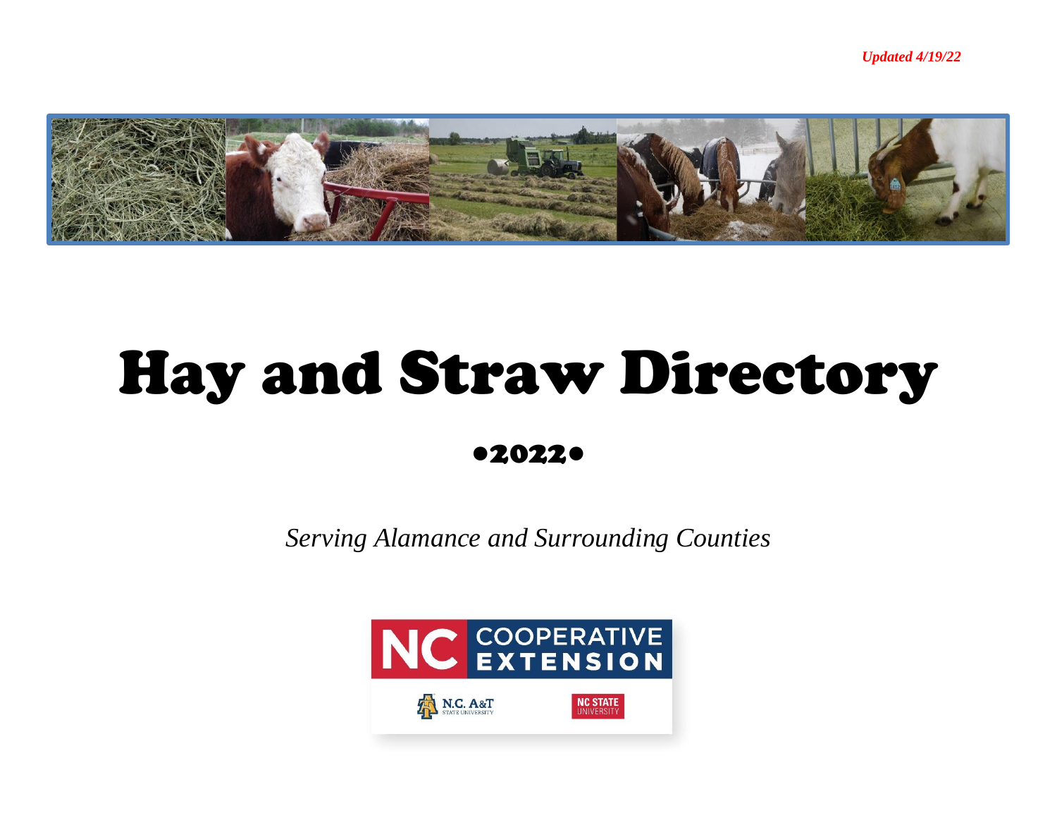***Updated 4/19/22***

# Hay and Straw Directory

## •2022•

*Serving Alamance and Surrounding Counties*

NC COOPERATIVE EXTENSION

N.C. A&T STATE UNIVERSITY

NC STATE UNIVERSITY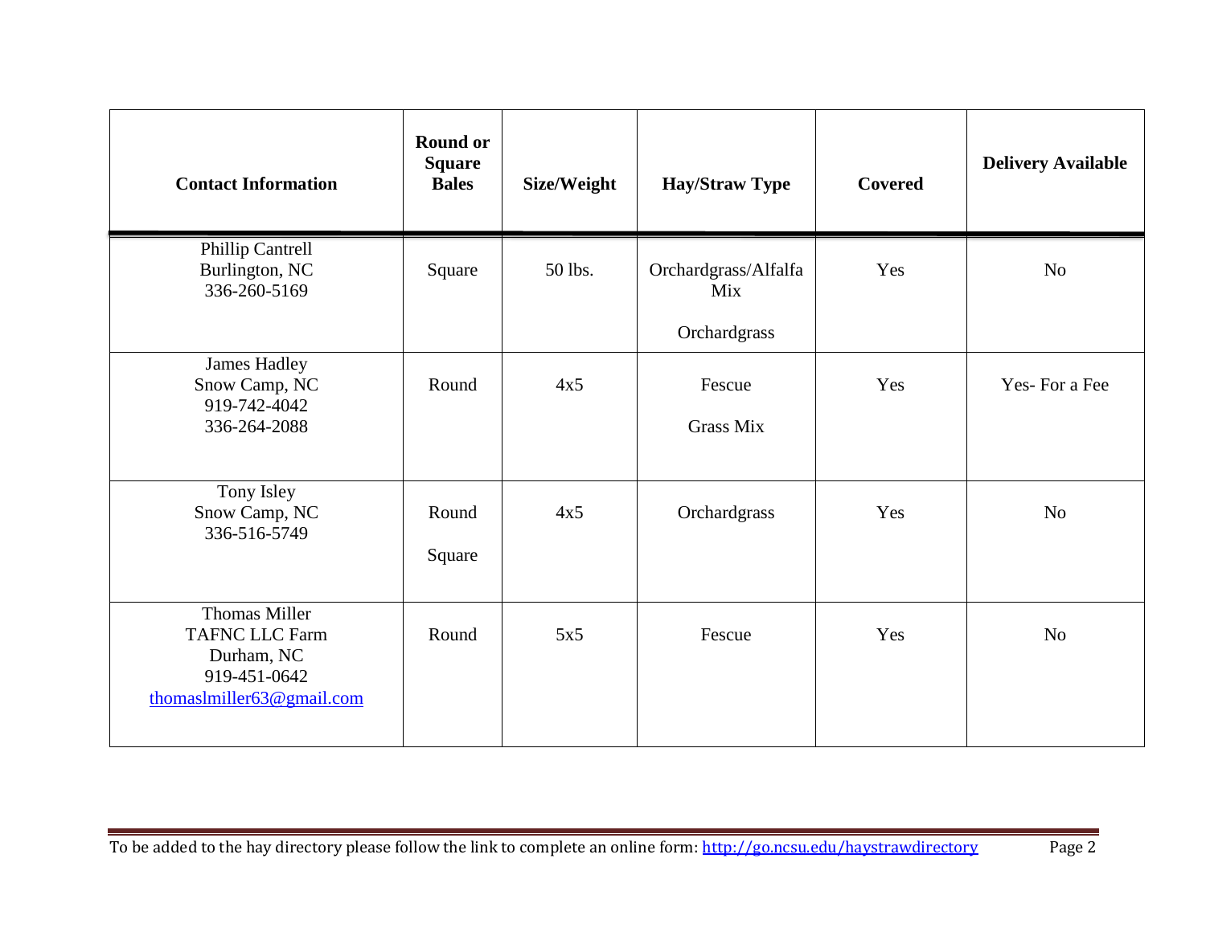| Contact Information | Round or Square Bales | Size/Weight | Hay/Straw Type | Covered | Delivery Available |
|---|---|---|---|---|---|
| Phillip Cantrell<br>Burlington, NC<br>336-260-5169 | Square | 50 lbs. | Orchardgrass/Alfalfa Mix<br><br>Orchardgrass | Yes | No |
| James Hadley<br>Snow Camp, NC<br>919-742-4042<br>336-264-2088 | Round | 4x5 | Fescue<br><br>Grass Mix | Yes | Yes- For a Fee |
| Tony Isley<br>Snow Camp, NC<br>336-516-5749 | Round<br><br>Square | 4x5 | Orchardgrass | Yes | No |
| Thomas Miller<br>TAFNC LLC Farm<br>Durham, NC<br>919-451-0642<br>thomaslmiller63@gmail.com | Round | 5x5 | Fescue | Yes | No |

To be added to the hay directory please follow the link to complete an online form: http://go.ncsu.edu/haystrawdirectory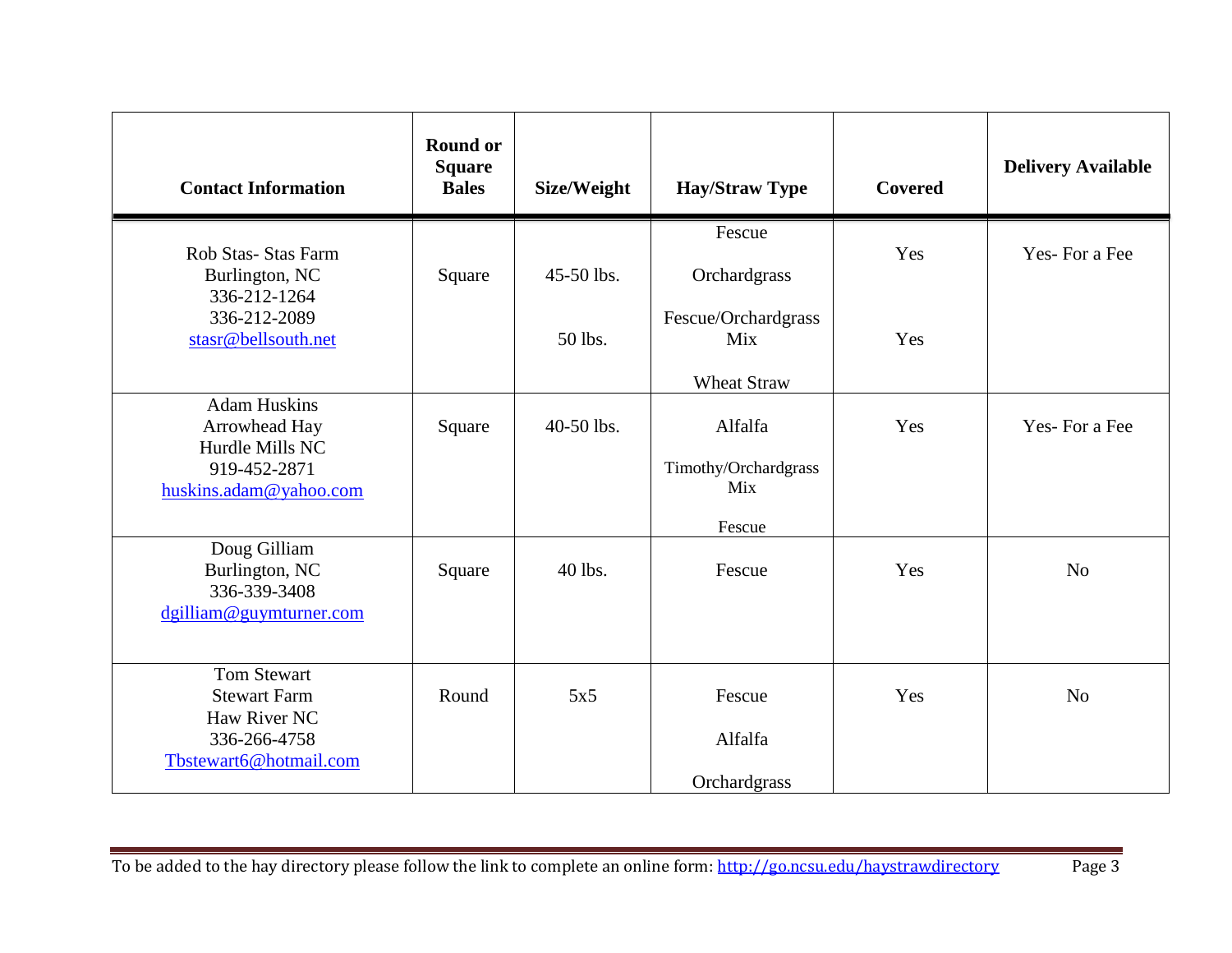| Contact Information | Round or Square Bales | Size/Weight | Hay/Straw Type | Covered | Delivery Available |
|---|---|---|---|---|---|
| Rob Stas- Stas Farm<br>Burlington, NC<br>336-212-1264<br>336-212-2089<br>stasr@bellsouth.net | Square | 45-50 lbs.<br><br>50 lbs. | Fescue<br>Orchardgrass<br>Fescue/Orchardgrass Mix<br>Wheat Straw | Yes<br><br>Yes | Yes- For a Fee |
| Adam Huskins<br>Arrowhead Hay<br>Hurdle Mills NC<br>919-452-2871<br>huskins.adam@yahoo.com | Square | 40-50 lbs. | Alfalfa<br>Timothy/Orchardgrass Mix<br>Fescue | Yes | Yes- For a Fee |
| Doug Gilliam<br>Burlington, NC<br>336-339-3408<br>dgilliam@guymturner.com | Square | 40 lbs. | Fescue | Yes | No |
| Tom Stewart<br>Stewart Farm<br>Haw River NC<br>336-266-4758<br>Tbstewart6@hotmail.com | Round | 5x5 | Fescue<br>Alfalfa<br>Orchardgrass | Yes | No |

To be added to the hay directory please follow the link to complete an online form: http://go.ncsu.edu/haystrawdirectory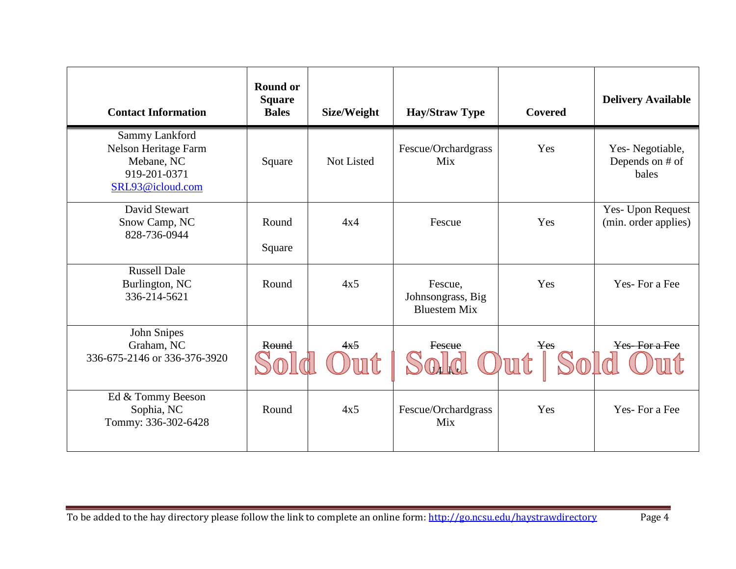| Contact Information | Round or Square Bales | Size/Weight | Hay/Straw Type | Covered | Delivery Available |
|---|---|---|---|---|---|
| Sammy Lankford<br>Nelson Heritage Farm<br>Mebane, NC<br>919-201-0371<br>SRL93@icloud.com | Square | Not Listed | Fescue/Orchardgrass Mix | Yes | Yes- Negotiable, Depends on # of bales |
| David Stewart<br>Snow Camp, NC<br>828-736-0944 | Round<br>Square | 4x4 | Fescue | Yes | Yes- Upon Request (min. order applies) |
| Russell Dale<br>Burlington, NC<br>336-214-5621 | Round | 4x5 | Fescue, Johnsongrass, Big Bluestem Mix | Yes | Yes- For a Fee |
| John Snipes<br>Graham, NC<br>336-675-2146 or 336-376-3920 | ~~Round~~ | ~~4x5~~ | ~~Fescue~~ | ~~Yes~~ | ~~Yes- For a Fee~~ |
| Ed & Tommy Beeson<br>Sophia, NC<br>Tommy: 336-302-6428 | Round | 4x5 | Fescue/Orchardgrass Mix | Yes | Yes- For a Fee |

Sold Out | Sold Out | Sold Out

To be added to the hay directory please follow the link to complete an online form: http://go.ncsu.edu/haystrawdirectory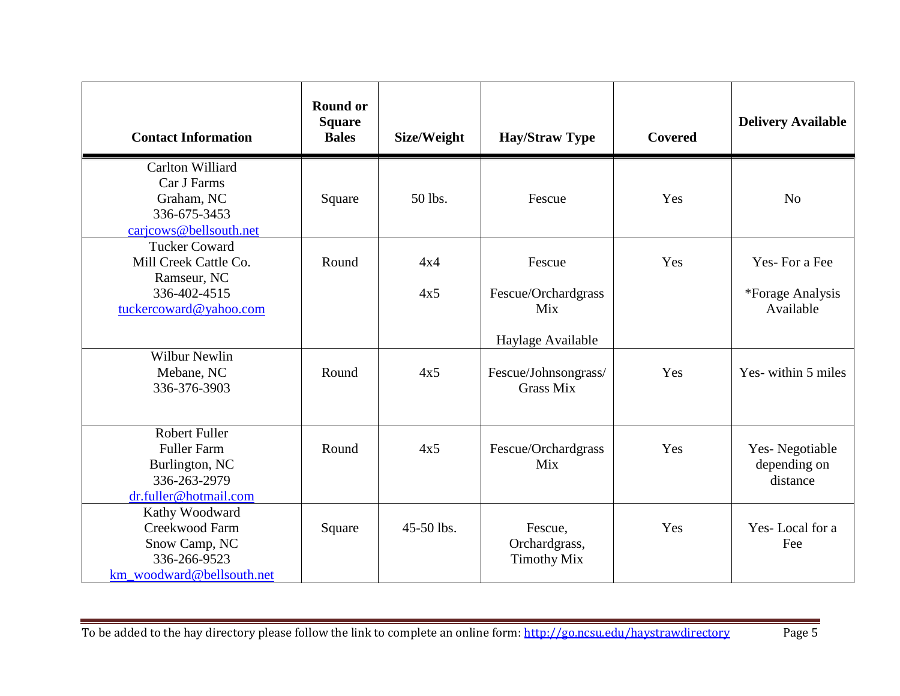| Contact Information | Round or Square Bales | Size/Weight | Hay/Straw Type | Covered | Delivery Available |
|---|---|---|---|---|---|
| Carlton Williard<br>Car J Farms<br>Graham, NC<br>336-675-3453<br>carjcows@bellsouth.net | Square | 50 lbs. | Fescue | Yes | No |
| Tucker Coward<br>Mill Creek Cattle Co.<br>Ramseur, NC<br>336-402-4515<br>tuckercoward@yahoo.com | Round | 4x4<br><br>4x5 | Fescue<br><br>Fescue/Orchardgrass Mix<br><br>Haylage Available | Yes | Yes- For a Fee<br><br>*Forage Analysis Available |
| Wilbur Newlin<br>Mebane, NC<br>336-376-3903 | Round | 4x5 | Fescue/Johnsongrass/ Grass Mix | Yes | Yes- within 5 miles |
| Robert Fuller<br>Fuller Farm<br>Burlington, NC<br>336-263-2979<br>dr.fuller@hotmail.com | Round | 4x5 | Fescue/Orchardgrass Mix | Yes | Yes- Negotiable depending on distance |
| Kathy Woodward<br>Creekwood Farm<br>Snow Camp, NC<br>336-266-9523<br>km_woodward@bellsouth.net | Square | 45-50 lbs. | Fescue, Orchardgrass, Timothy Mix | Yes | Yes- Local for a Fee |

To be added to the hay directory please follow the link to complete an online form: http://go.ncsu.edu/haystrawdirectory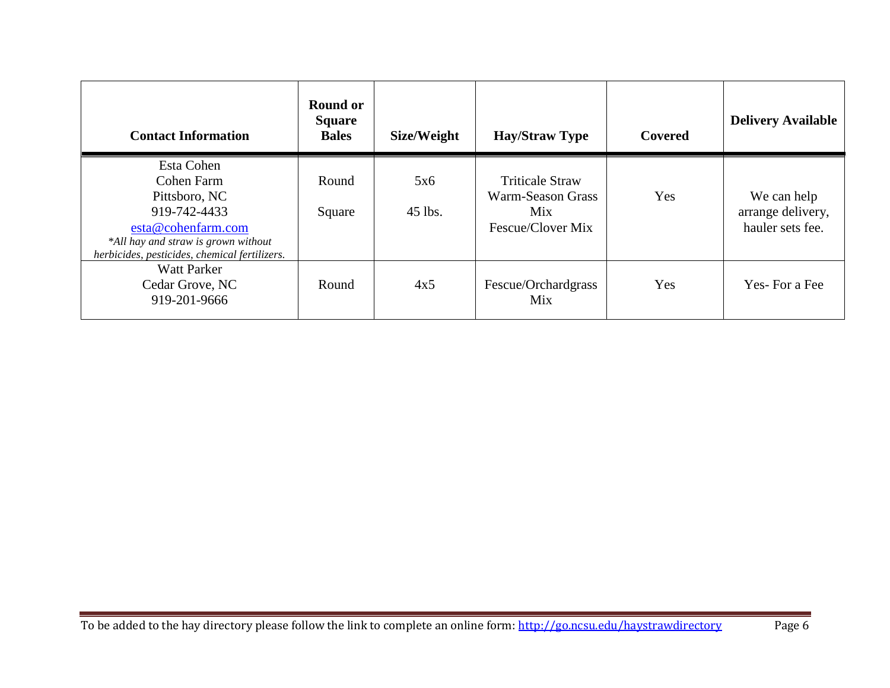| Contact Information | Round or Square Bales | Size/Weight | Hay/Straw Type | Covered | Delivery Available |
|---|---|---|---|---|---|
| Esta Cohen<br>Cohen Farm<br>Pittsboro, NC<br>919-742-4433<br>esta@cohenfarm.com<br>*\*All hay and straw is grown without herbicides, pesticides, chemical fertilizers.* | Round<br><br>Square | 5x6<br><br>45 lbs. | Triticale Straw<br>Warm-Season Grass Mix<br>Fescue/Clover Mix | Yes | We can help arrange delivery, hauler sets fee. |
| Watt Parker<br>Cedar Grove, NC<br>919-201-9666 | Round | 4x5 | Fescue/Orchardgrass Mix | Yes | Yes- For a Fee |

To be added to the hay directory please follow the link to complete an online form: http://go.ncsu.edu/haystrawdirectory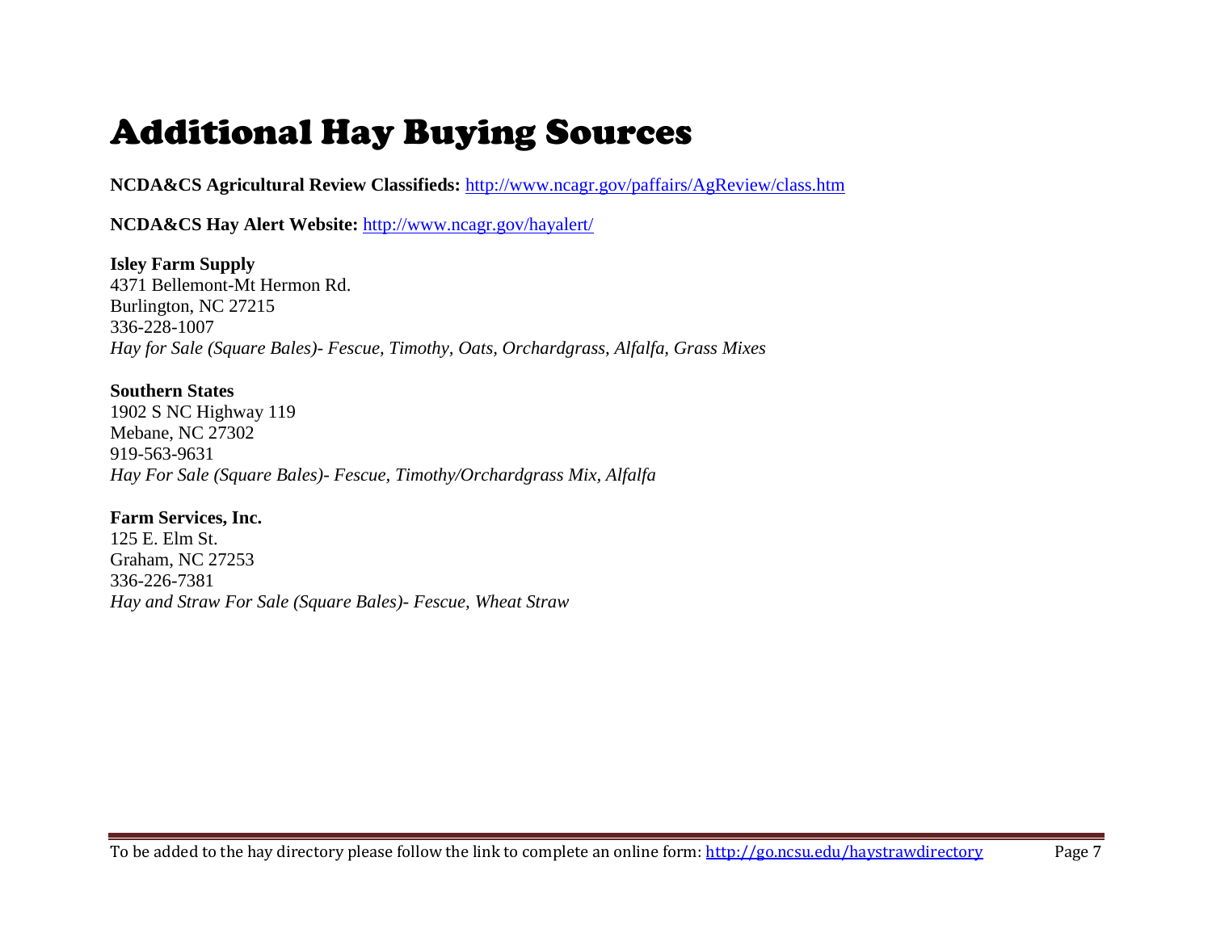# Additional Hay Buying Sources

**NCDA&CS Agricultural Review Classifieds:** http://www.ncagr.gov/paffairs/AgReview/class.htm

**NCDA&CS Hay Alert Website:** http://www.ncagr.gov/hayalert/

**Isley Farm Supply**
4371 Bellemont-Mt Hermon Rd.
Burlington, NC 27215
336-228-1007
*Hay for Sale (Square Bales)- Fescue, Timothy, Oats, Orchardgrass, Alfalfa, Grass Mixes*

**Southern States**
1902 S NC Highway 119
Mebane, NC 27302
919-563-9631
*Hay For Sale (Square Bales)- Fescue, Timothy/Orchardgrass Mix, Alfalfa*

**Farm Services, Inc.**
125 E. Elm St.
Graham, NC 27253
336-226-7381
*Hay and Straw For Sale (Square Bales)- Fescue, Wheat Straw*